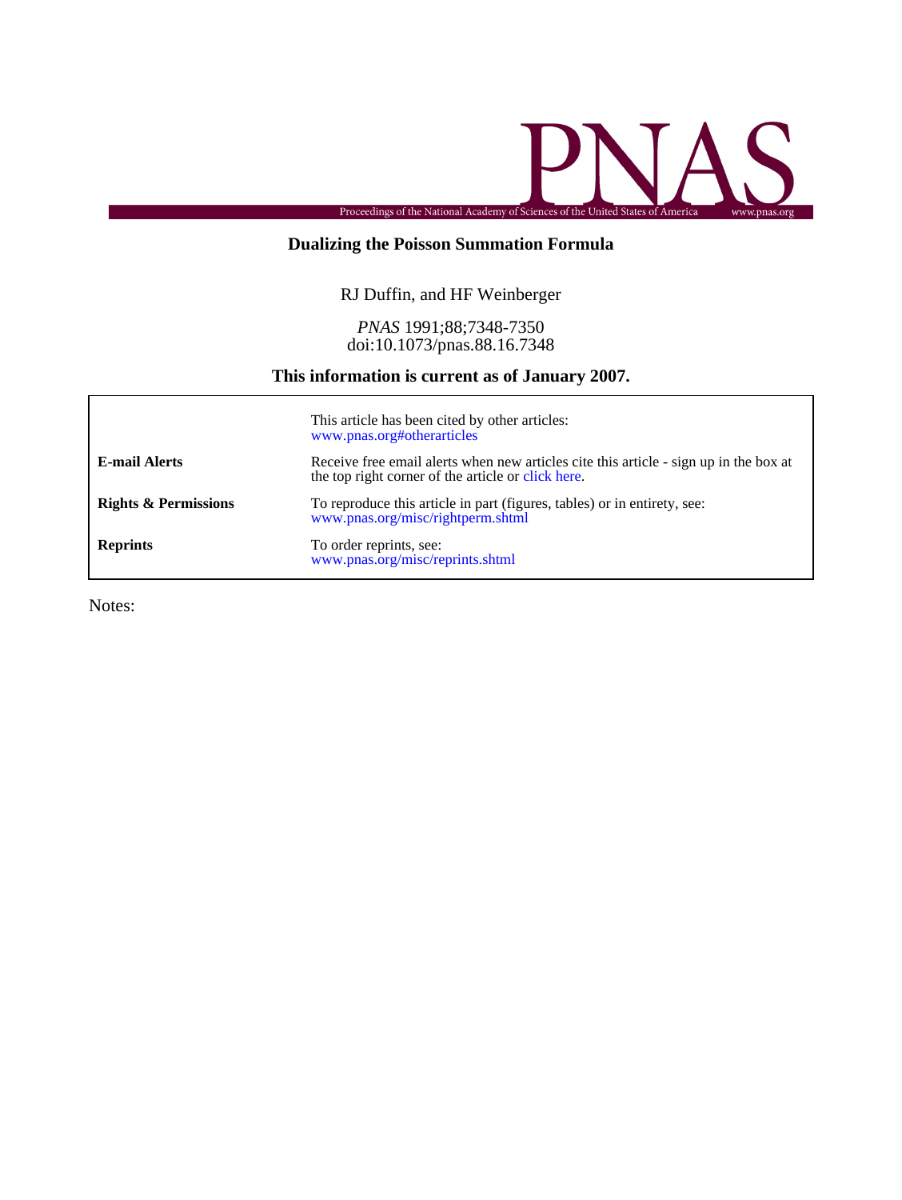# Dualizing the Poisson Summation Formula

RJ Duffin, and HF Weinberger

*PNAS* 1991;88;7348-7350
doi:10.1073/pnas.88.16.7348

## This information is current as of January 2007.

| | |
|---|---|
| | This article has been cited by other articles: www.pnas.org#otherarticles |
| **E-mail Alerts** | Receive free email alerts when new articles cite this article - sign up in the box at the top right corner of the article or click here. |
| **Rights & Permissions** | To reproduce this article in part (figures, tables) or in entirety, see: www.pnas.org/misc/rightperm.shtml |
| **Reprints** | To order reprints, see: www.pnas.org/misc/reprints.shtml |

Notes: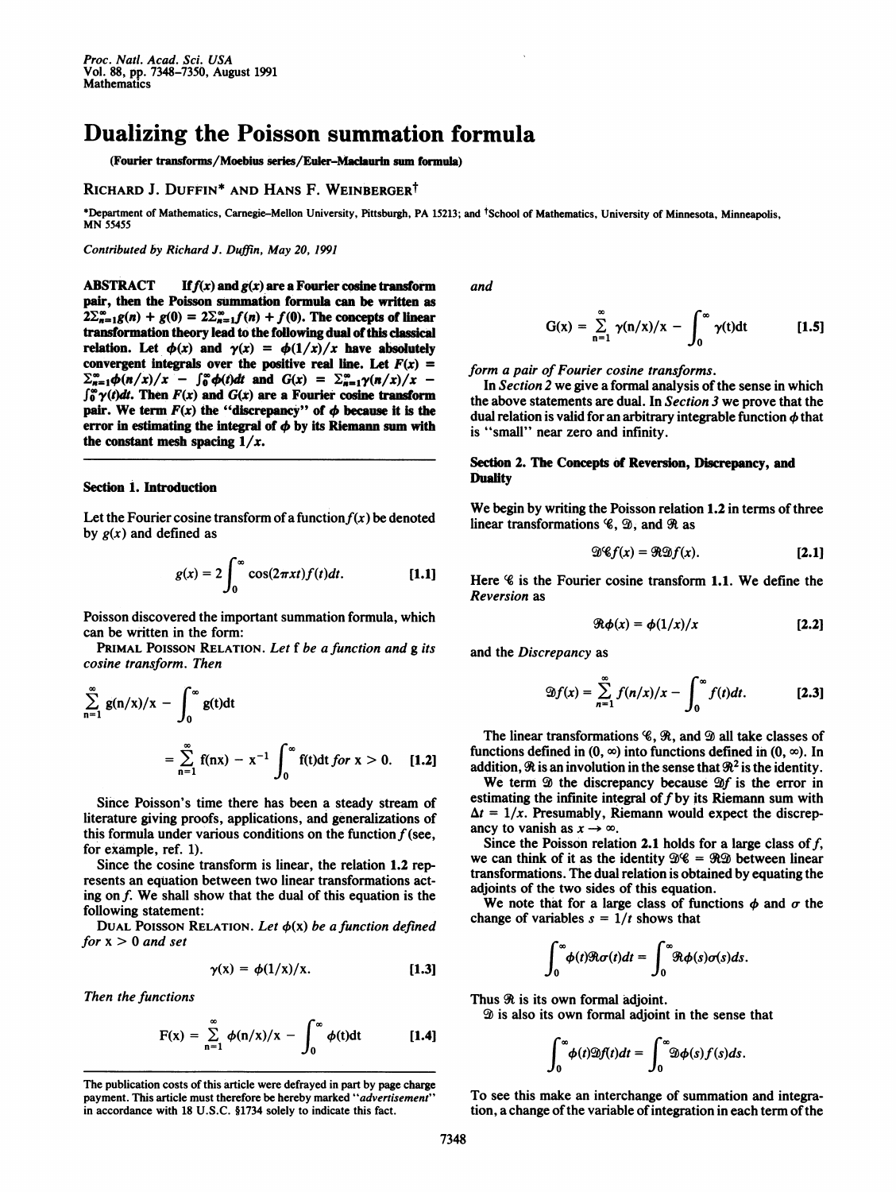# Dualizing the Poisson summation formula

(Fourier transforms/Moebius series/Euler–Maclaurin sum formula)

RICHARD J. DUFFIN* AND HANS F. WEINBERGER†

*Department of Mathematics, Carnegie-Mellon University, Pittsburgh, PA 15213; and †School of Mathematics, University of Minnesota, Minneapolis, MN 55455

*Contributed by Richard J. Duffin, May 20, 1991*

**ABSTRACT** If $f(x)$ and $g(x)$ are a Fourier cosine transform pair, then the Poisson summation formula can be written as $2\sum_{n=1}^{\infty}g(n) + g(0) = 2\sum_{n=1}^{\infty}f(n) + f(0)$. The concepts of linear transformation theory lead to the following dual of this classical relation. Let $\phi(x)$ and $\gamma(x) = \phi(1/x)/x$ have absolutely convergent integrals over the positive real line. Let $F(x) = \sum_{n=1}^{\infty}\phi(n/x)/x - \int_0^{\infty}\phi(t)dt$ and $G(x) = \sum_{n=1}^{\infty}\gamma(n/x)/x - \int_0^{\infty}\gamma(t)dt$. Then $F(x)$ and $G(x)$ are a Fourier cosine transform pair. We term $F(x)$ the "discrepancy" of $\phi$ because it is the error in estimating the integral of $\phi$ by its Riemann sum with the constant mesh spacing $1/x$.

## Section 1. Introduction

Let the Fourier cosine transform of a function $f(x)$ be denoted by $g(x)$ and defined as

$$g(x) = 2\int_0^{\infty}\cos(2\pi xt)f(t)dt. \qquad [1.1]$$

Poisson discovered the important summation formula, which can be written in the form:

PRIMAL POISSON RELATION. *Let f be a function and g its cosine transform. Then*

$$\sum_{n=1}^{\infty} g(n/x)/x - \int_0^{\infty} g(t)dt = \sum_{n=1}^{\infty} f(nx) - x^{-1}\int_0^{\infty} f(t)dt \ \textit{for}\ x > 0. \qquad [1.2]$$

Since Poisson's time there has been a steady stream of literature giving proofs, applications, and generalizations of this formula under various conditions on the function $f$ (see, for example, ref. 1).

Since the cosine transform is linear, the relation **1.2** represents an equation between two linear transformations acting on $f$. We shall show that the dual of this equation is the following statement:

DUAL POISSON RELATION. *Let $\phi(x)$ be a function defined for $x > 0$ and set*

$$\gamma(x) = \phi(1/x)/x. \qquad [1.3]$$

*Then the functions*

$$F(x) = \sum_{n=1}^{\infty} \phi(n/x)/x - \int_0^{\infty} \phi(t)dt \qquad [1.4]$$

*and*

$$G(x) = \sum_{n=1}^{\infty} \gamma(n/x)/x - \int_0^{\infty} \gamma(t)dt \qquad [1.5]$$

*form a pair of Fourier cosine transforms.*

In *Section 2* we give a formal analysis of the sense in which the above statements are dual. In *Section 3* we prove that the dual relation is valid for an arbitrary integrable function $\phi$ that is "small" near zero and infinity.

## Section 2. The Concepts of Reversion, Discrepancy, and Duality

We begin by writing the Poisson relation **1.2** in terms of three linear transformations $\mathscr{C}$, $\mathfrak{D}$, and $\mathfrak{R}$ as

$$\mathfrak{D}\mathscr{C}f(x) = \mathfrak{R}\mathfrak{D}f(x). \qquad [2.1]$$

Here $\mathscr{C}$ is the Fourier cosine transform **1.1**. We define the *Reversion* as

$$\mathfrak{R}\phi(x) = \phi(1/x)/x \qquad [2.2]$$

and the *Discrepancy* as

$$\mathfrak{D}f(x) = \sum_{n=1}^{\infty} f(n/x)/x - \int_0^{\infty} f(t)dt. \qquad [2.3]$$

The linear transformations $\mathscr{C}$, $\mathfrak{R}$, and $\mathfrak{D}$ all take classes of functions defined in $(0, \infty)$ into functions defined in $(0, \infty)$. In addition, $\mathfrak{R}$ is an involution in the sense that $\mathfrak{R}^2$ is the identity.

We term $\mathfrak{D}$ the discrepancy because $\mathfrak{D}f$ is the error in estimating the infinite integral of $f$ by its Riemann sum with $\Delta t = 1/x$. Presumably, Riemann would expect the discrepancy to vanish as $x \to \infty$.

Since the Poisson relation **2.1** holds for a large class of $f$, we can think of it as the identity $\mathfrak{D}\mathscr{C} = \mathfrak{R}\mathfrak{D}$ between linear transformations. The dual relation is obtained by equating the adjoints of the two sides of this equation.

We note that for a large class of functions $\phi$ and $\sigma$ the change of variables $s = 1/t$ shows that

$$\int_0^{\infty}\phi(t)\mathfrak{R}\sigma(t)dt = \int_0^{\infty}\mathfrak{R}\phi(s)\sigma(s)ds.$$

Thus $\mathfrak{R}$ is its own formal adjoint.

$\mathfrak{D}$ is also its own formal adjoint in the sense that

$$\int_0^{\infty}\phi(t)\mathfrak{D}f(t)dt = \int_0^{\infty}\mathfrak{D}\phi(s)f(s)ds.$$

To see this make an interchange of summation and integration, a change of the variable of integration in each term of the

The publication costs of this article were defrayed in part by page charge payment. This article must therefore be hereby marked "*advertisement*" in accordance with 18 U.S.C. §1734 solely to indicate this fact.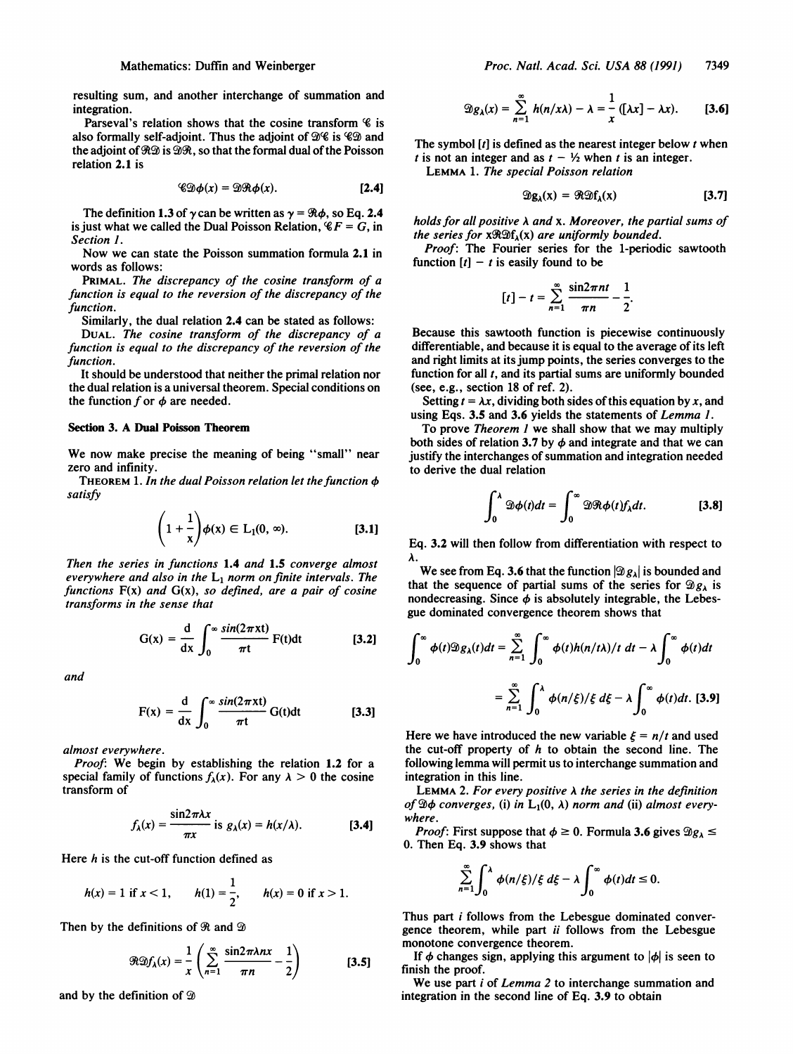resulting sum, and another interchange of summation and integration.

Parseval's relation shows that the cosine transform $\mathscr{C}$ is also formally self-adjoint. Thus the adjoint of $\mathscr{D}\mathscr{C}$ is $\mathscr{C}\mathscr{D}$ and the adjoint of $\mathscr{R}\mathscr{D}$ is $\mathscr{D}\mathscr{R}$, so that the formal dual of the Poisson relation 2.1 is

$$\mathscr{C}\mathscr{D}\phi(x) = \mathscr{D}\mathscr{R}\phi(x). \tag{2.4}$$

The definition 1.3 of $\gamma$ can be written as $\gamma = \mathscr{R}\phi$, so Eq. 2.4 is just what we called the Dual Poisson Relation, $\mathscr{C}F = G$, in *Section 1*.

Now we can state the Poisson summation formula 2.1 in words as follows:

PRIMAL. *The discrepancy of the cosine transform of a function is equal to the reversion of the discrepancy of the function.*

Similarly, the dual relation 2.4 can be stated as follows:

DUAL. *The cosine transform of the discrepancy of a function is equal to the discrepancy of the reversion of the function.*

It should be understood that neither the primal relation nor the dual relation is a universal theorem. Special conditions on the function $f$ or $\phi$ are needed.

## Section 3. A Dual Poisson Theorem

We now make precise the meaning of being "small" near zero and infinity.

THEOREM 1. *In the dual Poisson relation let the function $\phi$ satisfy*

$$\left(1 + \frac{1}{x}\right)\phi(x) \in L_1(0, \infty). \tag{3.1}$$

*Then the series in functions 1.4 and 1.5 converge almost everywhere and also in the $L_1$ norm on finite intervals. The functions F(x) and G(x), so defined, are a pair of cosine transforms in the sense that*

$$G(x) = \frac{d}{dx}\int_0^\infty \frac{\sin(2\pi xt)}{\pi t} F(t)dt \tag{3.2}$$

*and*

$$F(x) = \frac{d}{dx}\int_0^\infty \frac{\sin(2\pi xt)}{\pi t} G(t)dt \tag{3.3}$$

*almost everywhere.*

*Proof*: We begin by establishing the relation 1.2 for a special family of functions $f_\lambda(x)$. For any $\lambda > 0$ the cosine transform of

$$f_\lambda(x) = \frac{\sin 2\pi\lambda x}{\pi x} \text{ is } g_\lambda(x) = h(x/\lambda). \tag{3.4}$$

Here $h$ is the cut-off function defined as

$$h(x) = 1 \text{ if } x < 1, \qquad h(1) = \frac{1}{2}, \qquad h(x) = 0 \text{ if } x > 1.$$

Then by the definitions of $\mathscr{R}$ and $\mathscr{D}$

$$\mathscr{R}\mathscr{D}f_\lambda(x) = \frac{1}{x}\left(\sum_{n=1}^{\infty} \frac{\sin 2\pi\lambda nx}{\pi n} - \frac{1}{2}\right) \tag{3.5}$$

and by the definition of $\mathscr{D}$

$$\mathscr{D}g_\lambda(x) = \sum_{n=1}^{\infty} h(n/x\lambda) - \lambda = \frac{1}{x}([\lambda x] - \lambda x). \tag{3.6}$$

The symbol $[t]$ is defined as the nearest integer below $t$ when $t$ is not an integer and as $t - \frac{1}{2}$ when $t$ is an integer.

LEMMA 1. *The special Poisson relation*

$$\mathscr{D}g_\lambda(x) = \mathscr{R}\mathscr{D}f_\lambda(x) \tag{3.7}$$

*holds for all positive $\lambda$ and x. Moreover, the partial sums of the series for $x\mathscr{R}\mathscr{D}f_\lambda(x)$ are uniformly bounded.*

*Proof*: The Fourier series for the 1-periodic sawtooth function $[t] - t$ is easily found to be

$$[t] - t = \sum_{n=1}^{\infty} \frac{\sin 2\pi nt}{\pi n} - \frac{1}{2}.$$

Because this sawtooth function is piecewise continuously differentiable, and because it is equal to the average of its left and right limits at its jump points, the series converges to the function for all $t$, and its partial sums are uniformly bounded (see, e.g., section 18 of ref. 2).

Setting $t = \lambda x$, dividing both sides of this equation by $x$, and using Eqs. 3.5 and 3.6 yields the statements of *Lemma 1*.

To prove *Theorem 1* we shall show that we may multiply both sides of relation 3.7 by $\phi$ and integrate and that we can justify the interchanges of summation and integration needed to derive the dual relation

$$\int_0^\lambda \mathscr{D}\phi(t)dt = \int_0^\infty \mathscr{D}\mathscr{R}\phi(t)f_\lambda dt. \tag{3.8}$$

Eq. 3.2 will then follow from differentiation with respect to $\lambda$.

We see from Eq. 3.6 that the function $|\mathscr{D}g_\lambda|$ is bounded and that the sequence of partial sums of the series for $\mathscr{D}g_\lambda$ is nondecreasing. Since $\phi$ is absolutely integrable, the Lebesgue dominated convergence theorem shows that

$$\int_0^\infty \phi(t)\mathscr{D}g_\lambda(t)dt = \sum_{n=1}^{\infty}\int_0^\infty \phi(t)h(n/t\lambda)/t\, dt - \lambda\int_0^\infty \phi(t)dt$$

$$= \sum_{n=1}^{\infty}\int_0^\lambda \phi(n/\xi)/\xi\, d\xi - \lambda\int_0^\infty \phi(t)dt. \tag{3.9}$$

Here we have introduced the new variable $\xi = n/t$ and used the cut-off property of $h$ to obtain the second line. The following lemma will permit us to interchange summation and integration in this line.

LEMMA 2. *For every positive $\lambda$ the series in the definition of $\mathscr{D}\phi$ converges, (i) in $L_1(0, \lambda)$ norm and (ii) almost everywhere.*

*Proof*: First suppose that $\phi \geq 0$. Formula 3.6 gives $\mathscr{D}g_\lambda \leq 0$. Then Eq. 3.9 shows that

$$\sum_{n=1}^{\infty}\int_0^\lambda \phi(n/\xi)/\xi\, d\xi - \lambda\int_0^\infty \phi(t)dt \leq 0.$$

Thus part *i* follows from the Lebesgue dominated convergence theorem, while part *ii* follows from the Lebesgue monotone convergence theorem.

If $\phi$ changes sign, applying this argument to $|\phi|$ is seen to finish the proof.

We use part *i* of *Lemma 2* to interchange summation and integration in the second line of Eq. 3.9 to obtain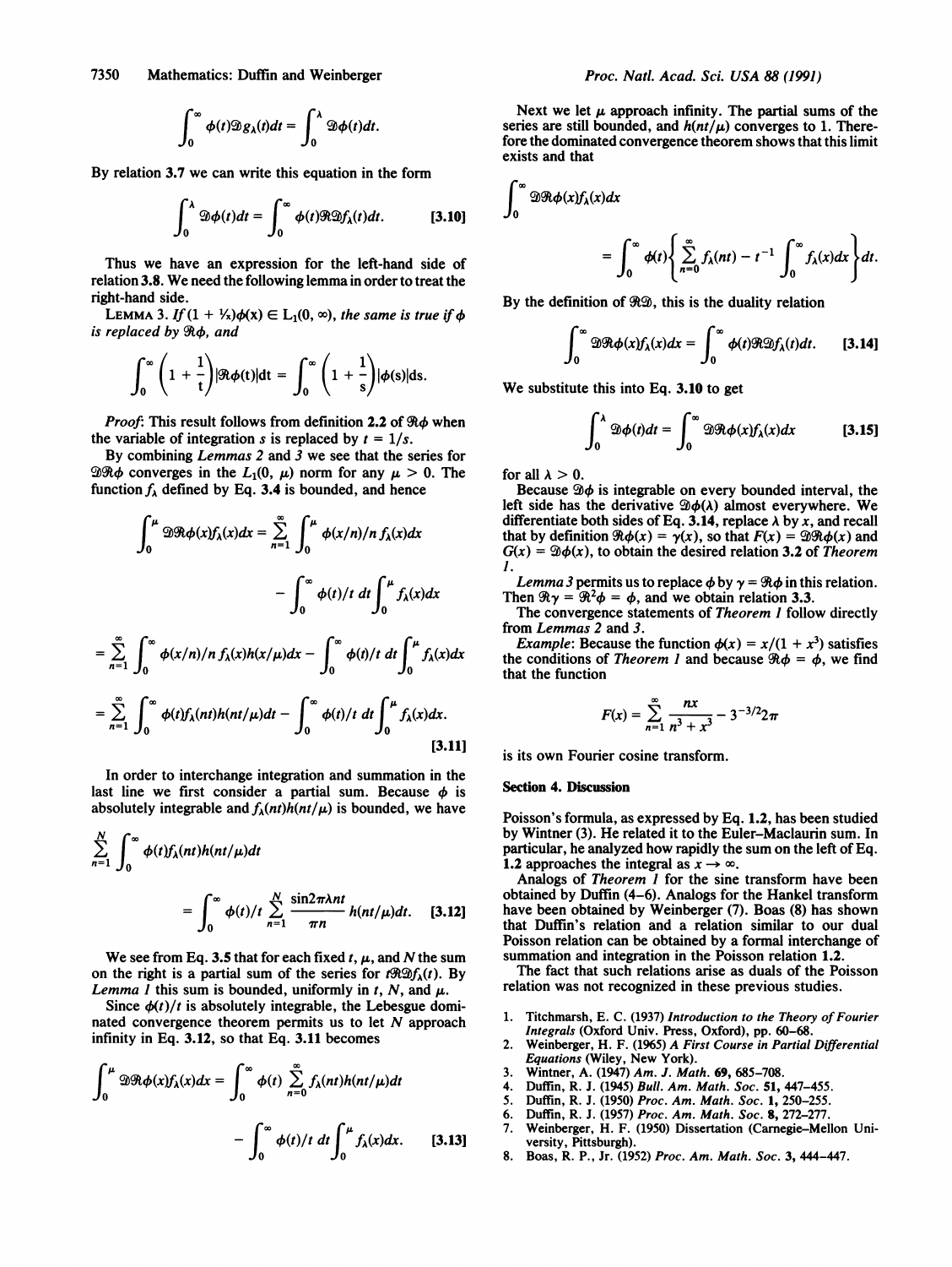$$\int_0^\infty \phi(t)\mathfrak{D}g_\lambda(t)dt = \int_0^\lambda \mathfrak{D}\phi(t)dt.$$

By relation 3.7 we can write this equation in the form

$$\int_0^\lambda \mathfrak{D}\phi(t)dt = \int_0^\infty \phi(t)\mathfrak{R}\mathfrak{D}f_\lambda(t)dt. \quad [3.10]$$

Thus we have an expression for the left-hand side of relation 3.8. We need the following lemma in order to treat the right-hand side.

LEMMA 3. *If* $(1 + 1/x)\phi(x) \in L_1(0, \infty)$, *the same is true if* $\phi$ *is replaced by* $\mathfrak{R}\phi$, *and*

$$\int_0^\infty \left(1 + \frac{1}{t}\right)|\mathfrak{R}\phi(t)|dt = \int_0^\infty \left(1 + \frac{1}{s}\right)|\phi(s)|ds.$$

*Proof*: This result follows from definition 2.2 of $\mathfrak{R}\phi$ when the variable of integration $s$ is replaced by $t = 1/s$.

By combining *Lemmas 2* and *3* we see that the series for $\mathfrak{D}\mathfrak{R}\phi$ converges in the $L_1(0, \mu)$ norm for any $\mu > 0$. The function $f_\lambda$ defined by Eq. 3.4 is bounded, and hence

$$\int_0^\mu \mathfrak{D}\mathfrak{R}\phi(x)f_\lambda(x)dx = \sum_{n=1}^\infty \int_0^\mu \phi(x/n)/n\, f_\lambda(x)dx - \int_0^\infty \phi(t)/t\, dt \int_0^\mu f_\lambda(x)dx$$

$$= \sum_{n=1}^\infty \int_0^\infty \phi(x/n)/n\, f_\lambda(x)h(x/\mu)dx - \int_0^\infty \phi(t)/t\, dt \int_0^\mu f_\lambda(x)dx$$

$$= \sum_{n=1}^\infty \int_0^\infty \phi(t)f_\lambda(nt)h(nt/\mu)dt - \int_0^\infty \phi(t)/t\, dt \int_0^\mu f_\lambda(x)dx. \quad [3.11]$$

In order to interchange integration and summation in the last line we first consider a partial sum. Because $\phi$ is absolutely integrable and $f_\lambda(nt)h(nt/\mu)$ is bounded, we have

$$\sum_{n=1}^N \int_0^\infty \phi(t)f_\lambda(nt)h(nt/\mu)dt = \int_0^\infty \phi(t)/t \sum_{n=1}^N \frac{\sin 2\pi\lambda nt}{\pi n} h(nt/\mu)dt. \quad [3.12]$$

We see from Eq. 3.5 that for each fixed $t$, $\mu$, and $N$ the sum on the right is a partial sum of the series for $t\mathfrak{R}\mathfrak{D}f_\lambda(t)$. By *Lemma 1* this sum is bounded, uniformly in $t$, $N$, and $\mu$.

Since $\phi(t)/t$ is absolutely integrable, the Lebesgue dominated convergence theorem permits us to let $N$ approach infinity in Eq. 3.12, so that Eq. 3.11 becomes

$$\int_0^\mu \mathfrak{D}\mathfrak{R}\phi(x)f_\lambda(x)dx = \int_0^\infty \phi(t) \sum_{n=0}^\infty f_\lambda(nt)h(nt/\mu)dt - \int_0^\infty \phi(t)/t\, dt \int_0^\mu f_\lambda(x)dx. \quad [3.13]$$

Next we let $\mu$ approach infinity. The partial sums of the series are still bounded, and $h(nt/\mu)$ converges to 1. Therefore the dominated convergence theorem shows that this limit exists and that

$$\int_0^\infty \mathfrak{D}\mathfrak{R}\phi(x)f_\lambda(x)dx = \int_0^\infty \phi(t)\left\{\sum_{n=0}^\infty f_\lambda(nt) - t^{-1}\int_0^\infty f_\lambda(x)dx\right\}dt.$$

By the definition of $\mathfrak{R}\mathfrak{D}$, this is the duality relation

$$\int_0^\infty \mathfrak{D}\mathfrak{R}\phi(x)f_\lambda(x)dx = \int_0^\infty \phi(t)\mathfrak{R}\mathfrak{D}f_\lambda(t)dt. \quad [3.14]$$

We substitute this into Eq. 3.10 to get

$$\int_0^\lambda \mathfrak{D}\phi(t)dt = \int_0^\infty \mathfrak{D}\mathfrak{R}\phi(x)f_\lambda(x)dx \quad [3.15]$$

for all $\lambda > 0$.

Because $\mathfrak{D}\phi$ is integrable on every bounded interval, the left side has the derivative $\mathfrak{D}\phi(\lambda)$ almost everywhere. We differentiate both sides of Eq. 3.14, replace $\lambda$ by $x$, and recall that by definition $\mathfrak{R}\phi(x) = \gamma(x)$, so that $F(x) = \mathfrak{D}\mathfrak{R}\phi(x)$ and $G(x) = \mathfrak{D}\phi(x)$, to obtain the desired relation 3.2 of *Theorem 1*.

*Lemma 3* permits us to replace $\phi$ by $\gamma = \mathfrak{R}\phi$ in this relation. Then $\mathfrak{R}\gamma = \mathfrak{R}^2\phi = \phi$, and we obtain relation 3.3.

The convergence statements of *Theorem 1* follow directly from *Lemmas 2* and *3*.

*Example*: Because the function $\phi(x) = x/(1 + x^3)$ satisfies the conditions of *Theorem 1* and because $\mathfrak{R}\phi = \phi$, we find that the function

$$F(x) = \sum_{n=1}^\infty \frac{nx}{n^3 + x^3} - 3^{-3/2}2\pi$$

is its own Fourier cosine transform.

## Section 4. Discussion

Poisson's formula, as expressed by Eq. 1.2, has been studied by Wintner (3). He related it to the Euler–Maclaurin sum. In particular, he analyzed how rapidly the sum on the left of Eq. 1.2 approaches the integral as $x \to \infty$.

Analogs of *Theorem 1* for the sine transform have been obtained by Duffin (4–6). Analogs for the Hankel transform have been obtained by Weinberger (7). Boas (8) has shown that Duffin's relation and a relation similar to our dual Poisson relation can be obtained by a formal interchange of summation and integration in the Poisson relation 1.2.

The fact that such relations arise as duals of the Poisson relation was not recognized in these previous studies.

1. Titchmarsh, E. C. (1937) *Introduction to the Theory of Fourier Integrals* (Oxford Univ. Press, Oxford), pp. 60–68.
2. Weinberger, H. F. (1965) *A First Course in Partial Differential Equations* (Wiley, New York).
3. Wintner, A. (1947) *Am. J. Math.* **69,** 685–708.
4. Duffin, R. J. (1945) *Bull. Am. Math. Soc.* **51,** 447–455.
5. Duffin, R. J. (1950) *Proc. Am. Math. Soc.* **1,** 250–255.
6. Duffin, R. J. (1957) *Proc. Am. Math. Soc.* **8,** 272–277.
7. Weinberger, H. F. (1950) Dissertation (Carnegie–Mellon University, Pittsburgh).
8. Boas, R. P., Jr. (1952) *Proc. Am. Math. Soc.* **3,** 444–447.